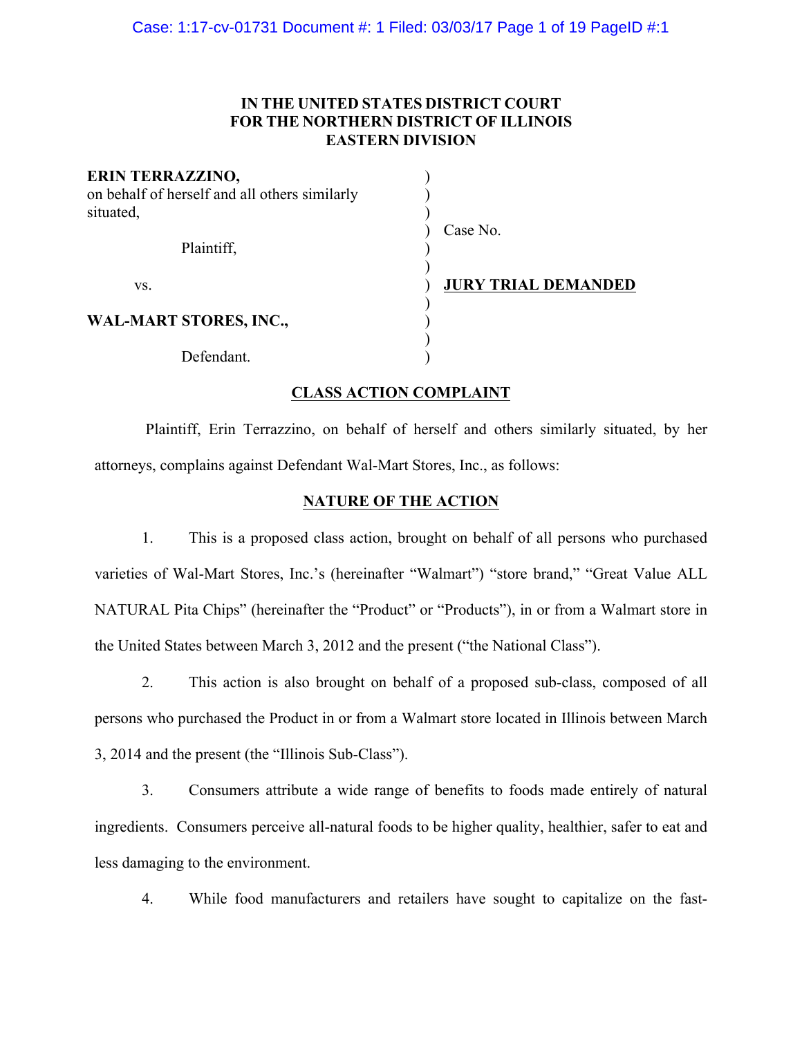**IN THE UNITED STATES DISTRICT COURT**
**FOR THE NORTHERN DISTRICT OF ILLINOIS**
**EASTERN DIVISION**

**ERIN TERRAZZINO,**
on behalf of herself and all others similarly situated,

Plaintiff,

vs.

**WAL-MART STORES, INC.,**

Defendant.

Case No.

**JURY TRIAL DEMANDED**

## CLASS ACTION COMPLAINT

Plaintiff, Erin Terrazzino, on behalf of herself and others similarly situated, by her attorneys, complains against Defendant Wal-Mart Stores, Inc., as follows:

## NATURE OF THE ACTION

1. This is a proposed class action, brought on behalf of all persons who purchased varieties of Wal-Mart Stores, Inc.'s (hereinafter "Walmart") "store brand," "Great Value ALL NATURAL Pita Chips" (hereinafter the "Product" or "Products"), in or from a Walmart store in the United States between March 3, 2012 and the present ("the National Class").

2. This action is also brought on behalf of a proposed sub-class, composed of all persons who purchased the Product in or from a Walmart store located in Illinois between March 3, 2014 and the present (the "Illinois Sub-Class").

3. Consumers attribute a wide range of benefits to foods made entirely of natural ingredients. Consumers perceive all-natural foods to be higher quality, healthier, safer to eat and less damaging to the environment.

4. While food manufacturers and retailers have sought to capitalize on the fast-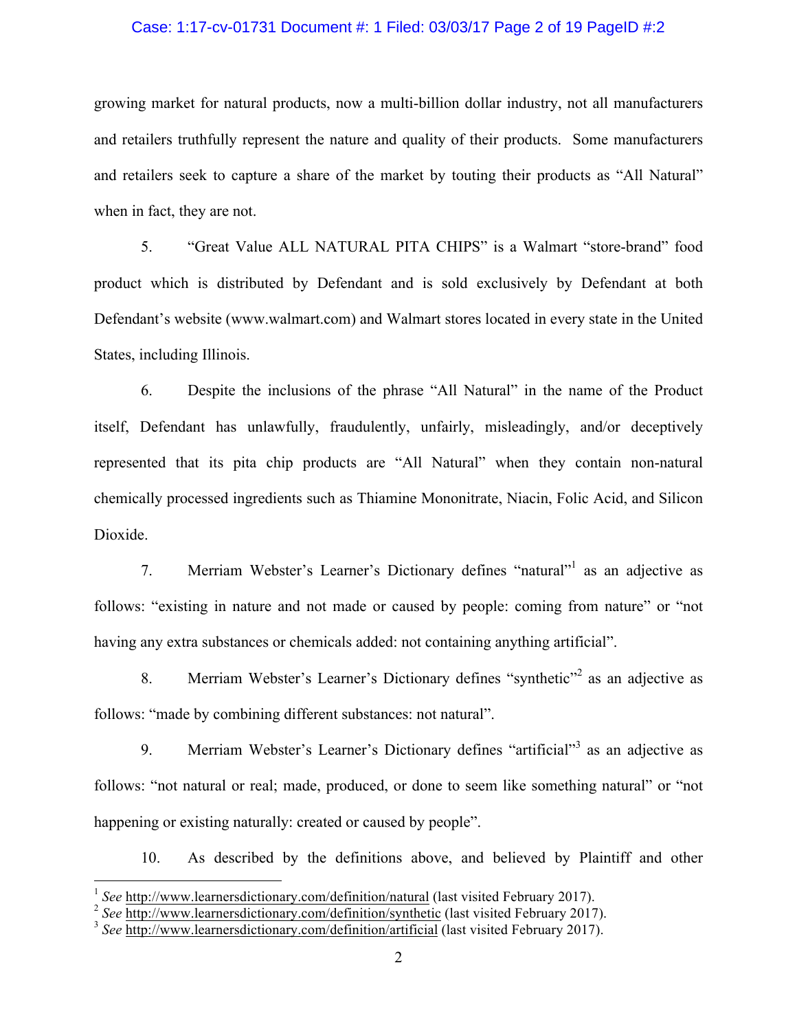growing market for natural products, now a multi-billion dollar industry, not all manufacturers and retailers truthfully represent the nature and quality of their products. Some manufacturers and retailers seek to capture a share of the market by touting their products as "All Natural" when in fact, they are not.

5. "Great Value ALL NATURAL PITA CHIPS" is a Walmart "store-brand" food product which is distributed by Defendant and is sold exclusively by Defendant at both Defendant's website (www.walmart.com) and Walmart stores located in every state in the United States, including Illinois.

6. Despite the inclusions of the phrase "All Natural" in the name of the Product itself, Defendant has unlawfully, fraudulently, unfairly, misleadingly, and/or deceptively represented that its pita chip products are "All Natural" when they contain non-natural chemically processed ingredients such as Thiamine Mononitrate, Niacin, Folic Acid, and Silicon Dioxide.

7. Merriam Webster's Learner's Dictionary defines "natural"[1] as an adjective as follows: "existing in nature and not made or caused by people: coming from nature" or "not having any extra substances or chemicals added: not containing anything artificial".

8. Merriam Webster's Learner's Dictionary defines "synthetic"[2] as an adjective as follows: "made by combining different substances: not natural".

9. Merriam Webster's Learner's Dictionary defines "artificial"[3] as an adjective as follows: "not natural or real; made, produced, or done to seem like something natural" or "not happening or existing naturally: created or caused by people".

10. As described by the definitions above, and believed by Plaintiff and other

---

[1] *See* http://www.learnersdictionary.com/definition/natural (last visited February 2017).

[2] *See* http://www.learnersdictionary.com/definition/synthetic (last visited February 2017).

[3] *See* http://www.learnersdictionary.com/definition/artificial (last visited February 2017).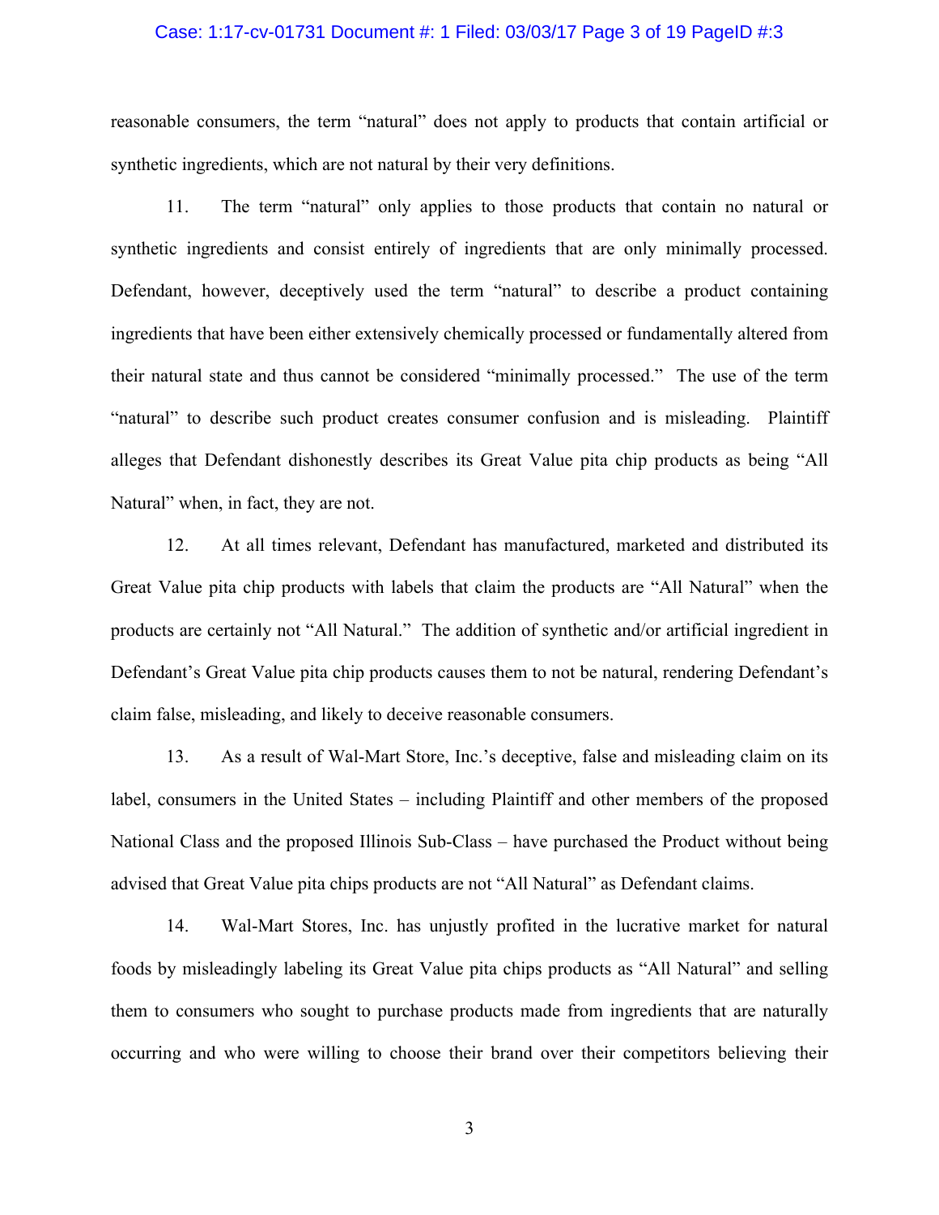reasonable consumers, the term "natural" does not apply to products that contain artificial or synthetic ingredients, which are not natural by their very definitions.

11. The term "natural" only applies to those products that contain no natural or synthetic ingredients and consist entirely of ingredients that are only minimally processed. Defendant, however, deceptively used the term "natural" to describe a product containing ingredients that have been either extensively chemically processed or fundamentally altered from their natural state and thus cannot be considered "minimally processed." The use of the term "natural" to describe such product creates consumer confusion and is misleading. Plaintiff alleges that Defendant dishonestly describes its Great Value pita chip products as being "All Natural" when, in fact, they are not.

12. At all times relevant, Defendant has manufactured, marketed and distributed its Great Value pita chip products with labels that claim the products are "All Natural" when the products are certainly not "All Natural." The addition of synthetic and/or artificial ingredient in Defendant's Great Value pita chip products causes them to not be natural, rendering Defendant's claim false, misleading, and likely to deceive reasonable consumers.

13. As a result of Wal-Mart Store, Inc.'s deceptive, false and misleading claim on its label, consumers in the United States – including Plaintiff and other members of the proposed National Class and the proposed Illinois Sub-Class – have purchased the Product without being advised that Great Value pita chips products are not "All Natural" as Defendant claims.

14. Wal-Mart Stores, Inc. has unjustly profited in the lucrative market for natural foods by misleadingly labeling its Great Value pita chips products as "All Natural" and selling them to consumers who sought to purchase products made from ingredients that are naturally occurring and who were willing to choose their brand over their competitors believing their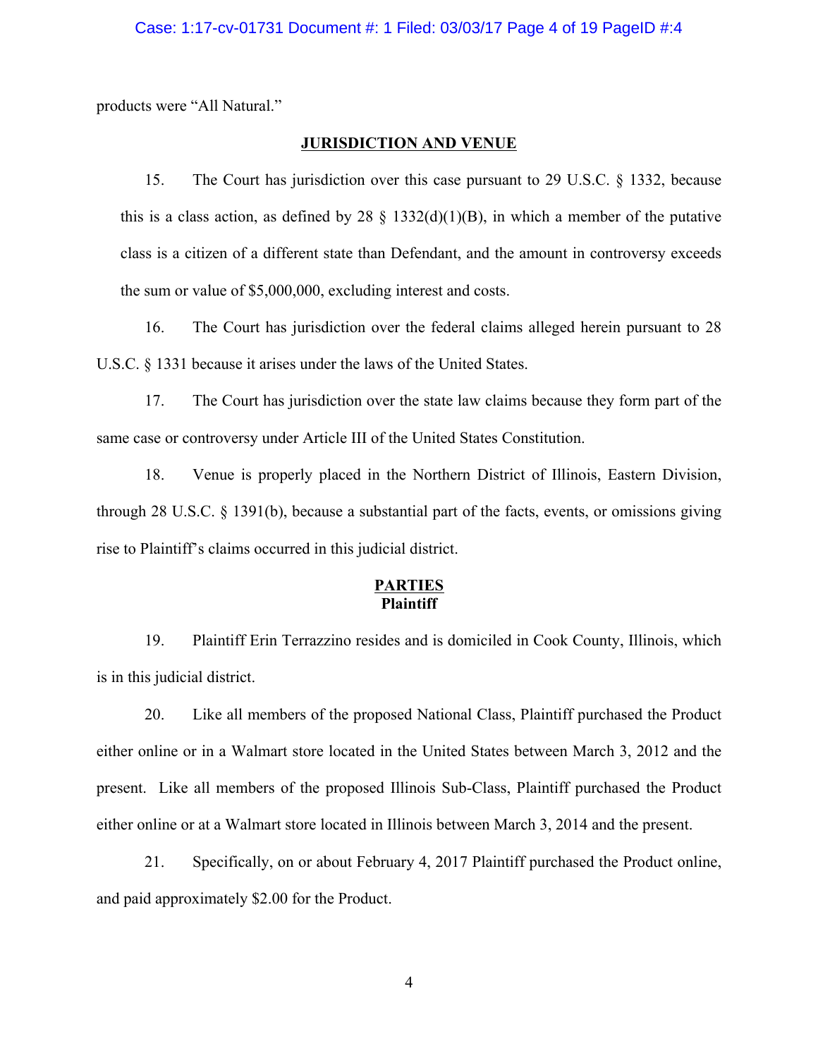products were "All Natural."

## JURISDICTION AND VENUE

15. The Court has jurisdiction over this case pursuant to 29 U.S.C. § 1332, because this is a class action, as defined by 28 § 1332(d)(1)(B), in which a member of the putative class is a citizen of a different state than Defendant, and the amount in controversy exceeds the sum or value of $5,000,000, excluding interest and costs.

16. The Court has jurisdiction over the federal claims alleged herein pursuant to 28 U.S.C. § 1331 because it arises under the laws of the United States.

17. The Court has jurisdiction over the state law claims because they form part of the same case or controversy under Article III of the United States Constitution.

18. Venue is properly placed in the Northern District of Illinois, Eastern Division, through 28 U.S.C. § 1391(b), because a substantial part of the facts, events, or omissions giving rise to Plaintiff's claims occurred in this judicial district.

## PARTIES

### Plaintiff

19. Plaintiff Erin Terrazzino resides and is domiciled in Cook County, Illinois, which is in this judicial district.

20. Like all members of the proposed National Class, Plaintiff purchased the Product either online or in a Walmart store located in the United States between March 3, 2012 and the present. Like all members of the proposed Illinois Sub-Class, Plaintiff purchased the Product either online or at a Walmart store located in Illinois between March 3, 2014 and the present.

21. Specifically, on or about February 4, 2017 Plaintiff purchased the Product online, and paid approximately $2.00 for the Product.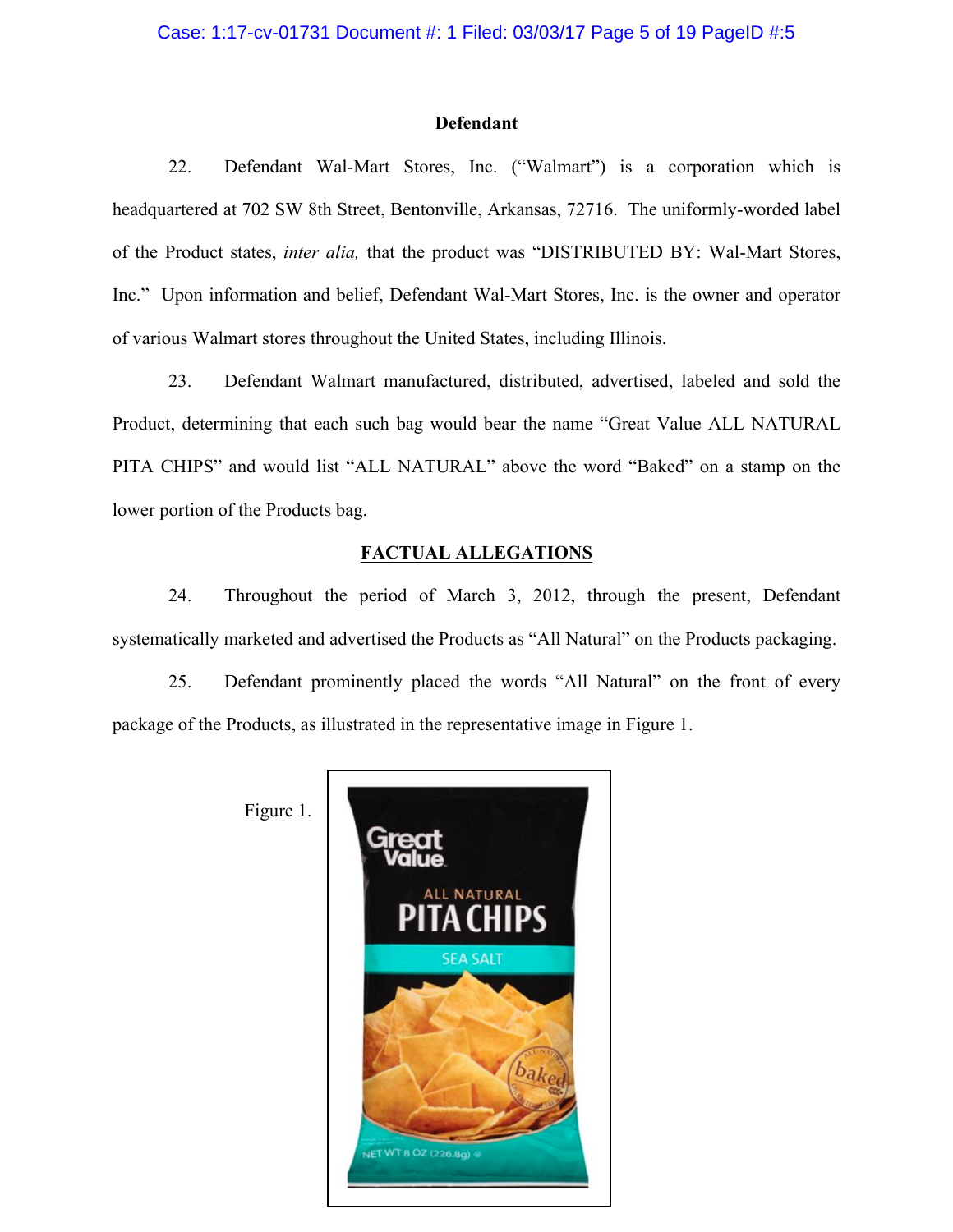## Defendant

22. Defendant Wal-Mart Stores, Inc. ("Walmart") is a corporation which is headquartered at 702 SW 8th Street, Bentonville, Arkansas, 72716. The uniformly-worded label of the Product states, *inter alia,* that the product was "DISTRIBUTED BY: Wal-Mart Stores, Inc." Upon information and belief, Defendant Wal-Mart Stores, Inc. is the owner and operator of various Walmart stores throughout the United States, including Illinois.

23. Defendant Walmart manufactured, distributed, advertised, labeled and sold the Product, determining that each such bag would bear the name "Great Value ALL NATURAL PITA CHIPS" and would list "ALL NATURAL" above the word "Baked" on a stamp on the lower portion of the Products bag.

## FACTUAL ALLEGATIONS

24. Throughout the period of March 3, 2012, through the present, Defendant systematically marketed and advertised the Products as "All Natural" on the Products packaging.

25. Defendant prominently placed the words "All Natural" on the front of every package of the Products, as illustrated in the representative image in Figure 1.

Figure 1.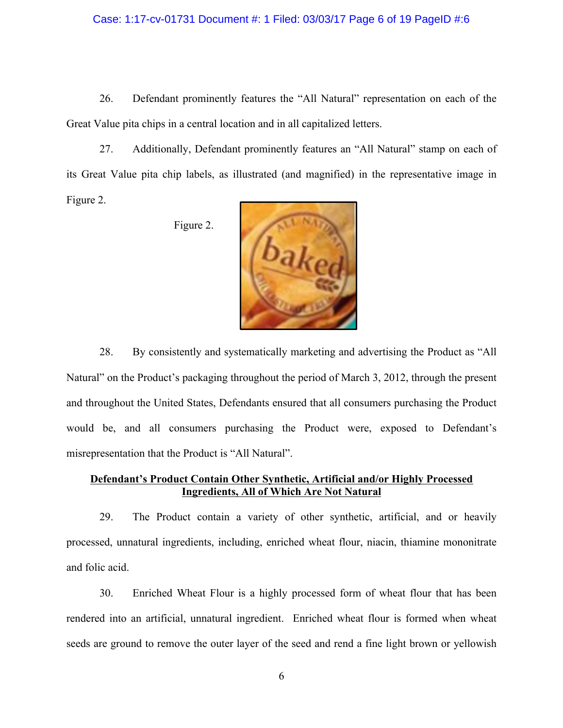26. Defendant prominently features the "All Natural" representation on each of the Great Value pita chips in a central location and in all capitalized letters.

27. Additionally, Defendant prominently features an "All Natural" stamp on each of its Great Value pita chip labels, as illustrated (and magnified) in the representative image in Figure 2.

Figure 2.

28. By consistently and systematically marketing and advertising the Product as "All Natural" on the Product's packaging throughout the period of March 3, 2012, through the present and throughout the United States, Defendants ensured that all consumers purchasing the Product would be, and all consumers purchasing the Product were, exposed to Defendant's misrepresentation that the Product is "All Natural".

**Defendant's Product Contain Other Synthetic, Artificial and/or Highly Processed Ingredients, All of Which Are Not Natural**

29. The Product contain a variety of other synthetic, artificial, and or heavily processed, unnatural ingredients, including, enriched wheat flour, niacin, thiamine mononitrate and folic acid.

30. Enriched Wheat Flour is a highly processed form of wheat flour that has been rendered into an artificial, unnatural ingredient. Enriched wheat flour is formed when wheat seeds are ground to remove the outer layer of the seed and rend a fine light brown or yellowish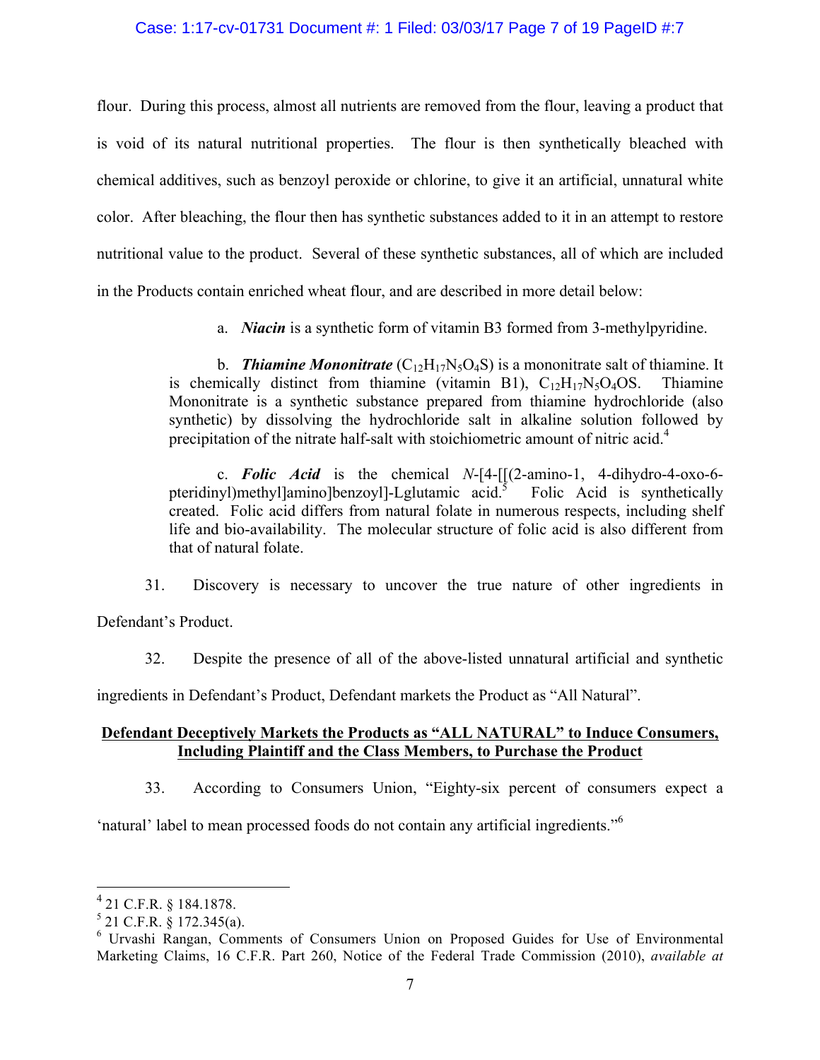flour. During this process, almost all nutrients are removed from the flour, leaving a product that is void of its natural nutritional properties. The flour is then synthetically bleached with chemical additives, such as benzoyl peroxide or chlorine, to give it an artificial, unnatural white color. After bleaching, the flour then has synthetic substances added to it in an attempt to restore nutritional value to the product. Several of these synthetic substances, all of which are included in the Products contain enriched wheat flour, and are described in more detail below:

a. ***Niacin*** is a synthetic form of vitamin B3 formed from 3-methylpyridine.

b. ***Thiamine Mononitrate*** ($C_{12}H_{17}N_5O_4S$) is a mononitrate salt of thiamine. It is chemically distinct from thiamine (vitamin B1), $C_{12}H_{17}N_5O_4OS$. Thiamine Mononitrate is a synthetic substance prepared from thiamine hydrochloride (also synthetic) by dissolving the hydrochloride salt in alkaline solution followed by precipitation of the nitrate half-salt with stoichiometric amount of nitric acid.[4]

c. ***Folic Acid*** is the chemical *N*-[4-[[(2-amino-1, 4-dihydro-4-oxo-6-pteridinyl)methyl]amino]benzoyl]-Lglutamic acid.[5] Folic Acid is synthetically created. Folic acid differs from natural folate in numerous respects, including shelf life and bio-availability. The molecular structure of folic acid is also different from that of natural folate.

31. Discovery is necessary to uncover the true nature of other ingredients in Defendant's Product.

32. Despite the presence of all of the above-listed unnatural artificial and synthetic ingredients in Defendant's Product, Defendant markets the Product as "All Natural".

**<u>Defendant Deceptively Markets the Products as "ALL NATURAL" to Induce Consumers, Including Plaintiff and the Class Members, to Purchase the Product</u>**

33. According to Consumers Union, "Eighty-six percent of consumers expect a 'natural' label to mean processed foods do not contain any artificial ingredients."[6]

---

[4] 21 C.F.R. § 184.1878.

[5] 21 C.F.R. § 172.345(a).

[6] Urvashi Rangan, Comments of Consumers Union on Proposed Guides for Use of Environmental Marketing Claims, 16 C.F.R. Part 260, Notice of the Federal Trade Commission (2010), *available at*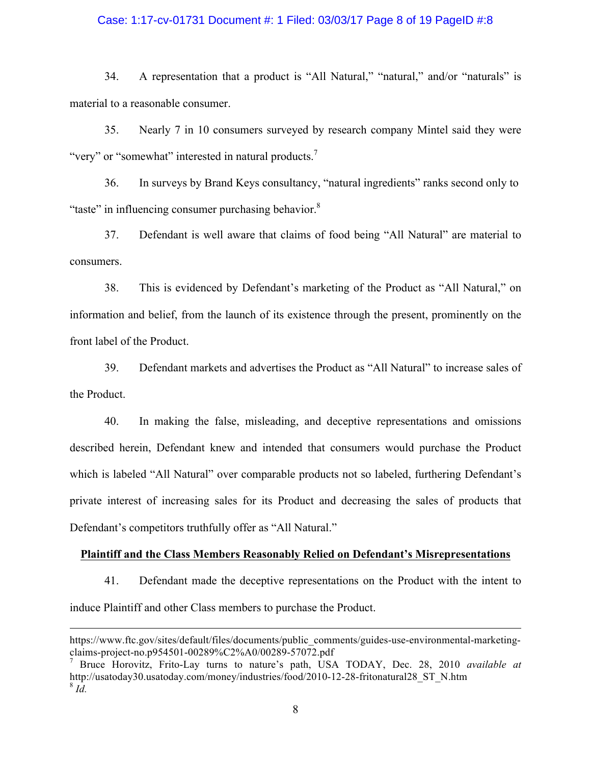34. A representation that a product is "All Natural," "natural," and/or "naturals" is material to a reasonable consumer.

35. Nearly 7 in 10 consumers surveyed by research company Mintel said they were "very" or "somewhat" interested in natural products.[7]

36. In surveys by Brand Keys consultancy, "natural ingredients" ranks second only to "taste" in influencing consumer purchasing behavior.[8]

37. Defendant is well aware that claims of food being "All Natural" are material to consumers.

38. This is evidenced by Defendant's marketing of the Product as "All Natural," on information and belief, from the launch of its existence through the present, prominently on the front label of the Product.

39. Defendant markets and advertises the Product as "All Natural" to increase sales of the Product.

40. In making the false, misleading, and deceptive representations and omissions described herein, Defendant knew and intended that consumers would purchase the Product which is labeled "All Natural" over comparable products not so labeled, furthering Defendant's private interest of increasing sales for its Product and decreasing the sales of products that Defendant's competitors truthfully offer as "All Natural."

**<u>Plaintiff and the Class Members Reasonably Relied on Defendant's Misrepresentations</u>**

41. Defendant made the deceptive representations on the Product with the intent to induce Plaintiff and other Class members to purchase the Product.

---

https://www.ftc.gov/sites/default/files/documents/public_comments/guides-use-environmental-marketing-claims-project-no.p954501-00289%C2%A0/00289-57072.pdf

[7] Bruce Horovitz, Frito-Lay turns to nature's path, USA TODAY, Dec. 28, 2010 *available at* http://usatoday30.usatoday.com/money/industries/food/2010-12-28-fritonatural28_ST_N.htm

[8] *Id.*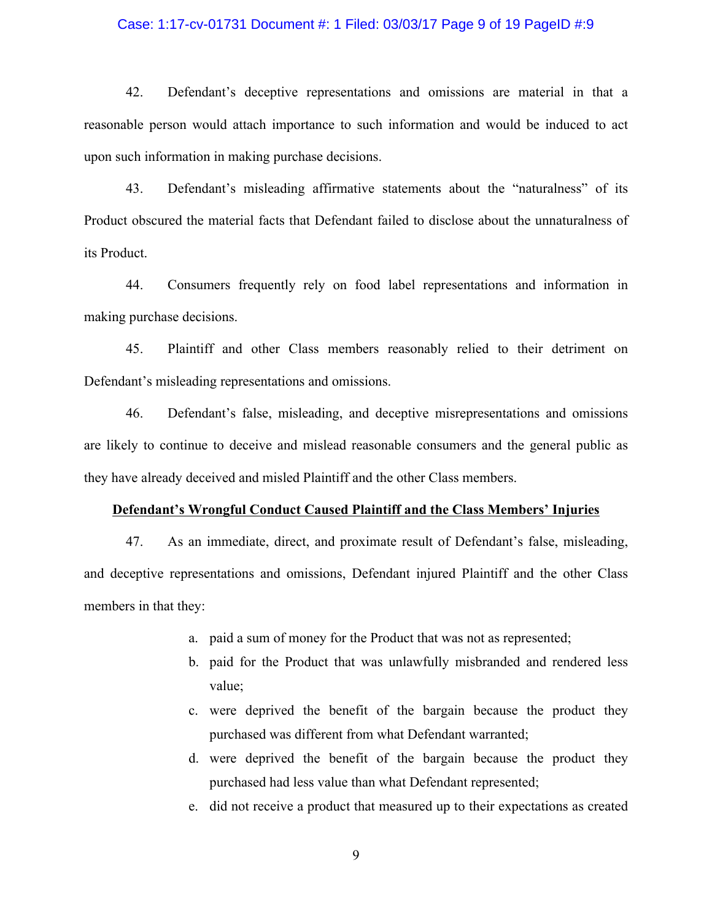42. Defendant's deceptive representations and omissions are material in that a reasonable person would attach importance to such information and would be induced to act upon such information in making purchase decisions.

43. Defendant's misleading affirmative statements about the "naturalness" of its Product obscured the material facts that Defendant failed to disclose about the unnaturalness of its Product.

44. Consumers frequently rely on food label representations and information in making purchase decisions.

45. Plaintiff and other Class members reasonably relied to their detriment on Defendant's misleading representations and omissions.

46. Defendant's false, misleading, and deceptive misrepresentations and omissions are likely to continue to deceive and mislead reasonable consumers and the general public as they have already deceived and misled Plaintiff and the other Class members.

**<u>Defendant's Wrongful Conduct Caused Plaintiff and the Class Members' Injuries</u>**

47. As an immediate, direct, and proximate result of Defendant's false, misleading, and deceptive representations and omissions, Defendant injured Plaintiff and the other Class members in that they:

a. paid a sum of money for the Product that was not as represented;

b. paid for the Product that was unlawfully misbranded and rendered less value;

c. were deprived the benefit of the bargain because the product they purchased was different from what Defendant warranted;

d. were deprived the benefit of the bargain because the product they purchased had less value than what Defendant represented;

e. did not receive a product that measured up to their expectations as created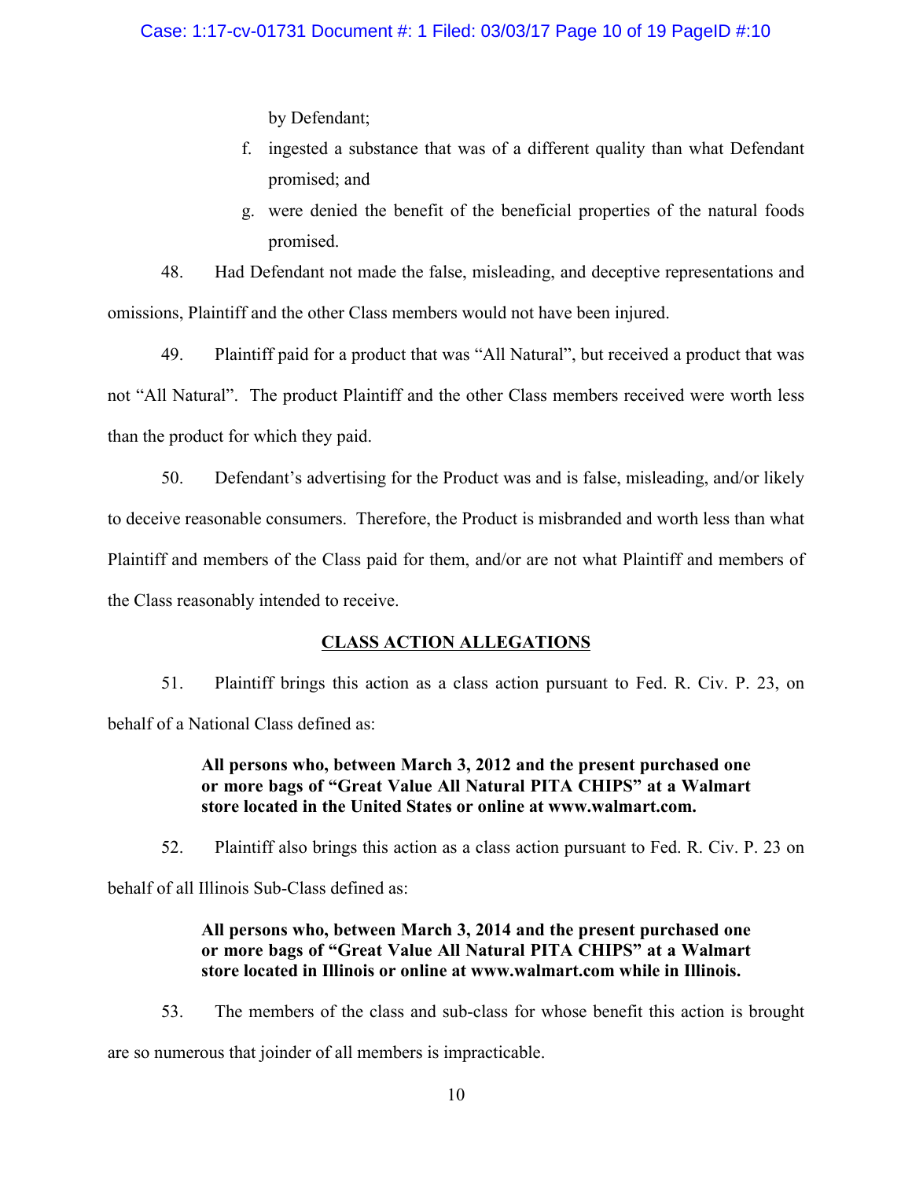by Defendant;

f. ingested a substance that was of a different quality than what Defendant promised; and

g. were denied the benefit of the beneficial properties of the natural foods promised.

48. Had Defendant not made the false, misleading, and deceptive representations and omissions, Plaintiff and the other Class members would not have been injured.

49. Plaintiff paid for a product that was "All Natural", but received a product that was not "All Natural". The product Plaintiff and the other Class members received were worth less than the product for which they paid.

50. Defendant's advertising for the Product was and is false, misleading, and/or likely to deceive reasonable consumers. Therefore, the Product is misbranded and worth less than what Plaintiff and members of the Class paid for them, and/or are not what Plaintiff and members of the Class reasonably intended to receive.

## CLASS ACTION ALLEGATIONS

51. Plaintiff brings this action as a class action pursuant to Fed. R. Civ. P. 23, on behalf of a National Class defined as:

> **All persons who, between March 3, 2012 and the present purchased one or more bags of "Great Value All Natural PITA CHIPS" at a Walmart store located in the United States or online at www.walmart.com.**

52. Plaintiff also brings this action as a class action pursuant to Fed. R. Civ. P. 23 on behalf of all Illinois Sub-Class defined as:

> **All persons who, between March 3, 2014 and the present purchased one or more bags of "Great Value All Natural PITA CHIPS" at a Walmart store located in Illinois or online at www.walmart.com while in Illinois.**

53. The members of the class and sub-class for whose benefit this action is brought are so numerous that joinder of all members is impracticable.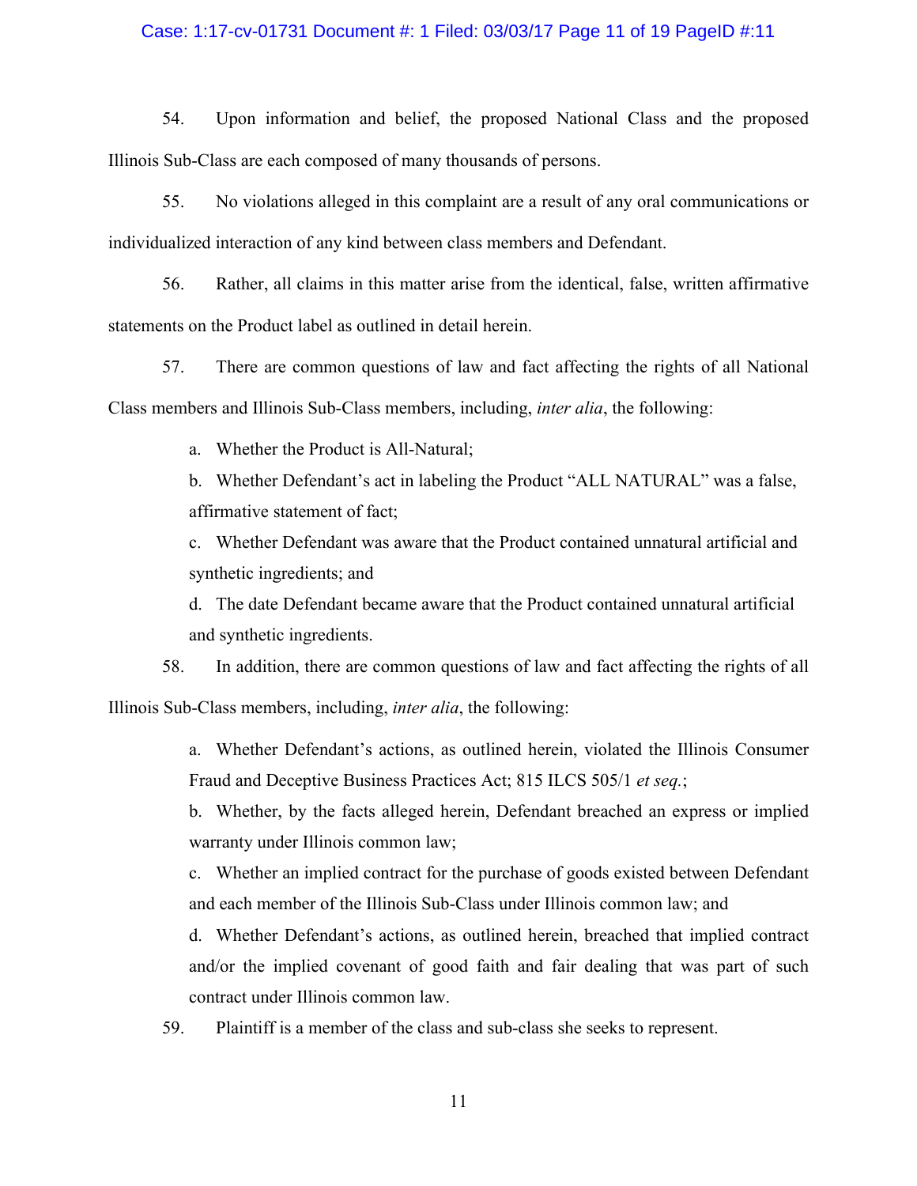54. Upon information and belief, the proposed National Class and the proposed Illinois Sub-Class are each composed of many thousands of persons.

55. No violations alleged in this complaint are a result of any oral communications or individualized interaction of any kind between class members and Defendant.

56. Rather, all claims in this matter arise from the identical, false, written affirmative statements on the Product label as outlined in detail herein.

57. There are common questions of law and fact affecting the rights of all National Class members and Illinois Sub-Class members, including, *inter alia*, the following:

a. Whether the Product is All-Natural;

b. Whether Defendant's act in labeling the Product "ALL NATURAL" was a false, affirmative statement of fact;

c. Whether Defendant was aware that the Product contained unnatural artificial and synthetic ingredients; and

d. The date Defendant became aware that the Product contained unnatural artificial and synthetic ingredients.

58. In addition, there are common questions of law and fact affecting the rights of all Illinois Sub-Class members, including, *inter alia*, the following:

a. Whether Defendant's actions, as outlined herein, violated the Illinois Consumer Fraud and Deceptive Business Practices Act; 815 ILCS 505/1 *et seq.*;

b. Whether, by the facts alleged herein, Defendant breached an express or implied warranty under Illinois common law;

c. Whether an implied contract for the purchase of goods existed between Defendant and each member of the Illinois Sub-Class under Illinois common law; and

d. Whether Defendant's actions, as outlined herein, breached that implied contract and/or the implied covenant of good faith and fair dealing that was part of such contract under Illinois common law.

59. Plaintiff is a member of the class and sub-class she seeks to represent.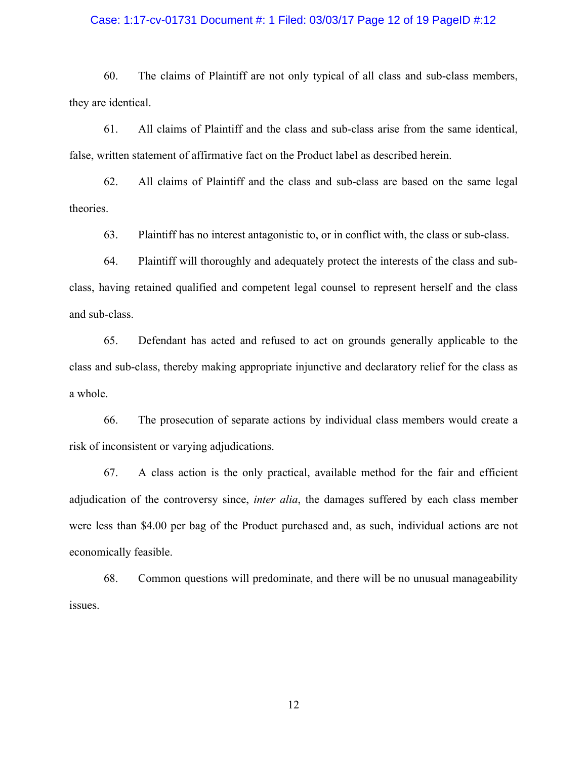60. The claims of Plaintiff are not only typical of all class and sub-class members, they are identical.

61. All claims of Plaintiff and the class and sub-class arise from the same identical, false, written statement of affirmative fact on the Product label as described herein.

62. All claims of Plaintiff and the class and sub-class are based on the same legal theories.

63. Plaintiff has no interest antagonistic to, or in conflict with, the class or sub-class.

64. Plaintiff will thoroughly and adequately protect the interests of the class and sub-class, having retained qualified and competent legal counsel to represent herself and the class and sub-class.

65. Defendant has acted and refused to act on grounds generally applicable to the class and sub-class, thereby making appropriate injunctive and declaratory relief for the class as a whole.

66. The prosecution of separate actions by individual class members would create a risk of inconsistent or varying adjudications.

67. A class action is the only practical, available method for the fair and efficient adjudication of the controversy since, *inter alia*, the damages suffered by each class member were less than $4.00 per bag of the Product purchased and, as such, individual actions are not economically feasible.

68. Common questions will predominate, and there will be no unusual manageability issues.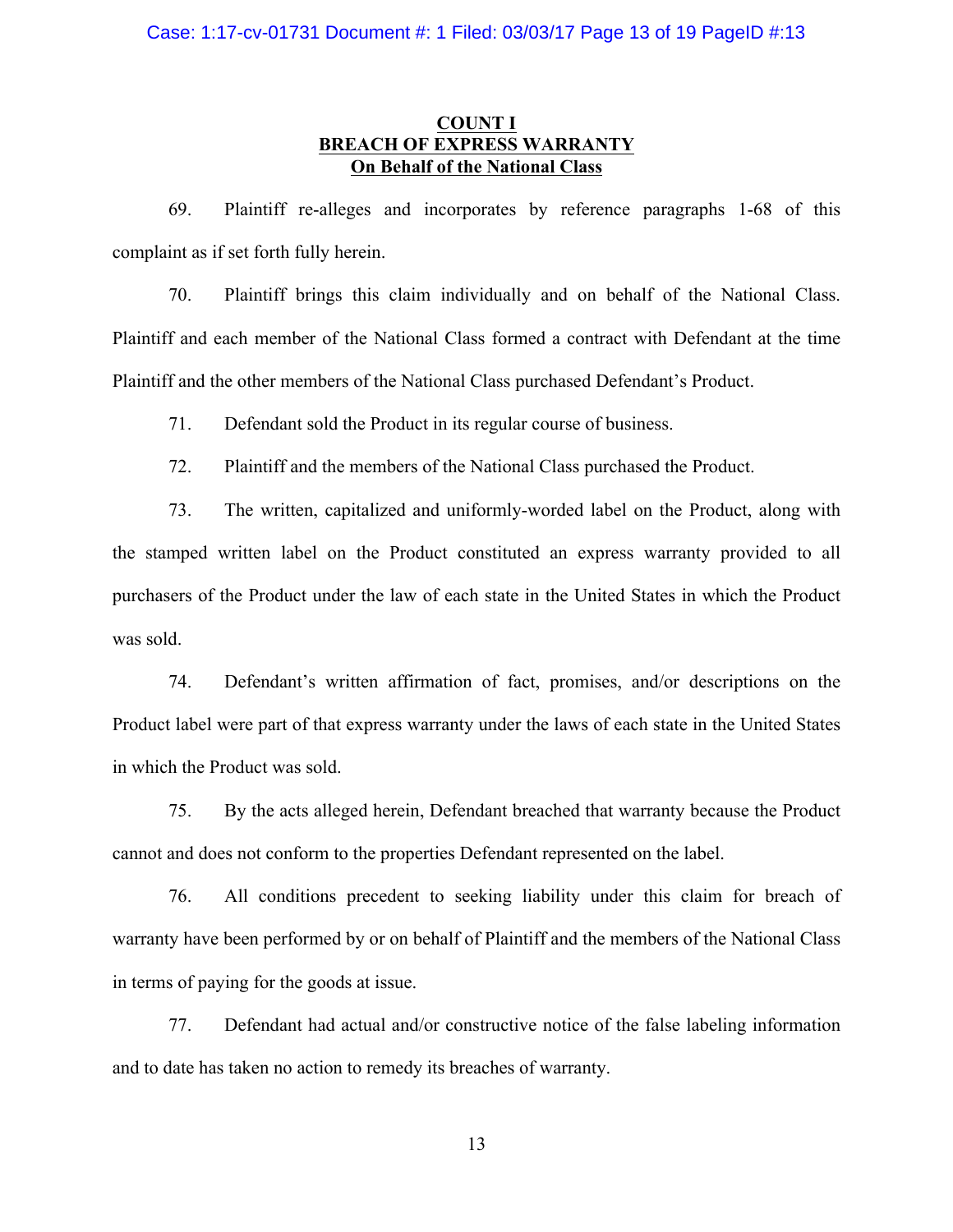**COUNT I**
**BREACH OF EXPRESS WARRANTY**
**On Behalf of the National Class**

69. Plaintiff re-alleges and incorporates by reference paragraphs 1-68 of this complaint as if set forth fully herein.

70. Plaintiff brings this claim individually and on behalf of the National Class. Plaintiff and each member of the National Class formed a contract with Defendant at the time Plaintiff and the other members of the National Class purchased Defendant's Product.

71. Defendant sold the Product in its regular course of business.

72. Plaintiff and the members of the National Class purchased the Product.

73. The written, capitalized and uniformly-worded label on the Product, along with the stamped written label on the Product constituted an express warranty provided to all purchasers of the Product under the law of each state in the United States in which the Product was sold.

74. Defendant's written affirmation of fact, promises, and/or descriptions on the Product label were part of that express warranty under the laws of each state in the United States in which the Product was sold.

75. By the acts alleged herein, Defendant breached that warranty because the Product cannot and does not conform to the properties Defendant represented on the label.

76. All conditions precedent to seeking liability under this claim for breach of warranty have been performed by or on behalf of Plaintiff and the members of the National Class in terms of paying for the goods at issue.

77. Defendant had actual and/or constructive notice of the false labeling information and to date has taken no action to remedy its breaches of warranty.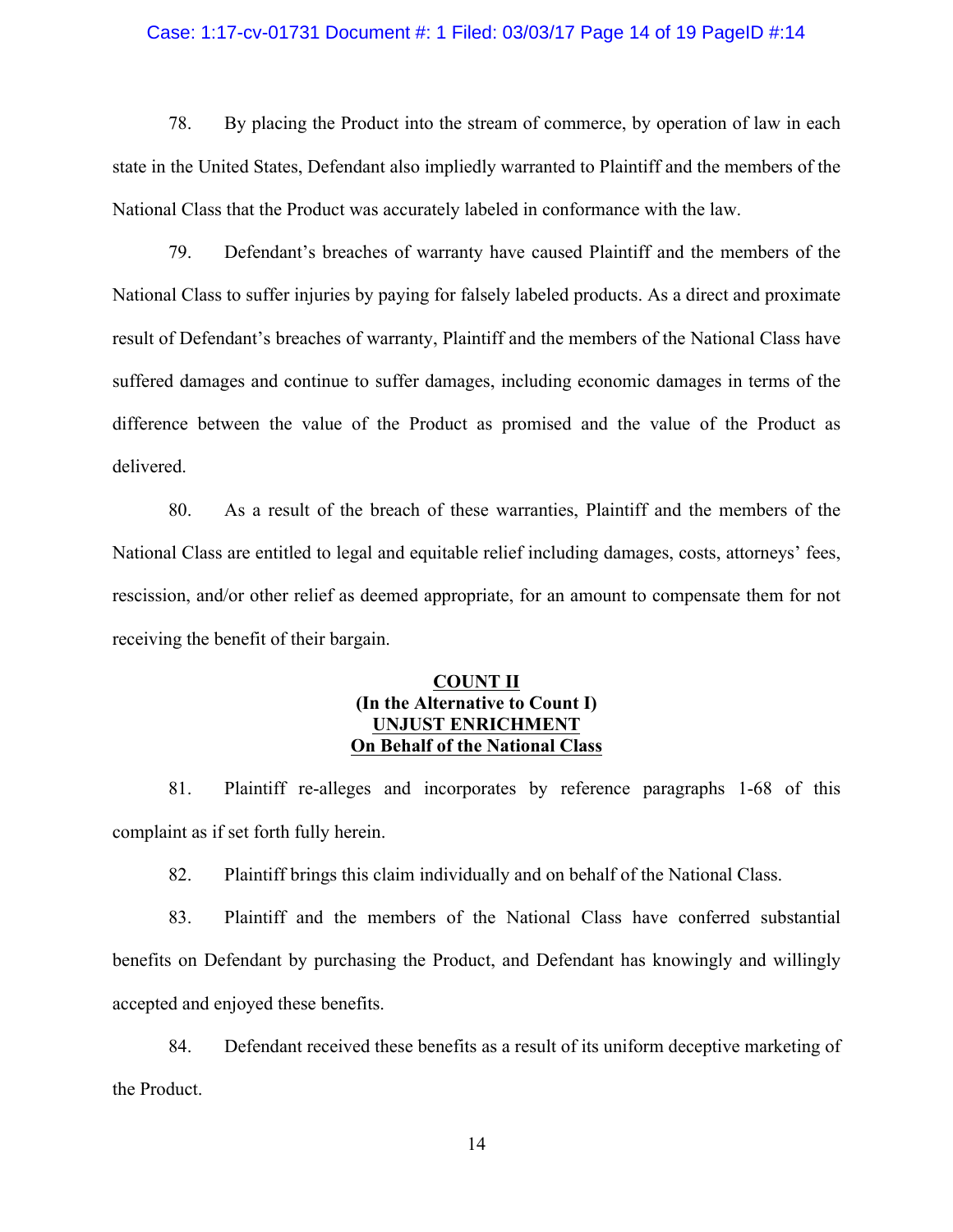78. By placing the Product into the stream of commerce, by operation of law in each state in the United States, Defendant also impliedly warranted to Plaintiff and the members of the National Class that the Product was accurately labeled in conformance with the law.

79. Defendant's breaches of warranty have caused Plaintiff and the members of the National Class to suffer injuries by paying for falsely labeled products. As a direct and proximate result of Defendant's breaches of warranty, Plaintiff and the members of the National Class have suffered damages and continue to suffer damages, including economic damages in terms of the difference between the value of the Product as promised and the value of the Product as delivered.

80. As a result of the breach of these warranties, Plaintiff and the members of the National Class are entitled to legal and equitable relief including damages, costs, attorneys' fees, rescission, and/or other relief as deemed appropriate, for an amount to compensate them for not receiving the benefit of their bargain.

**COUNT II**
**(In the Alternative to Count I)**
**UNJUST ENRICHMENT**
**On Behalf of the National Class**

81. Plaintiff re-alleges and incorporates by reference paragraphs 1-68 of this complaint as if set forth fully herein.

82. Plaintiff brings this claim individually and on behalf of the National Class.

83. Plaintiff and the members of the National Class have conferred substantial benefits on Defendant by purchasing the Product, and Defendant has knowingly and willingly accepted and enjoyed these benefits.

84. Defendant received these benefits as a result of its uniform deceptive marketing of the Product.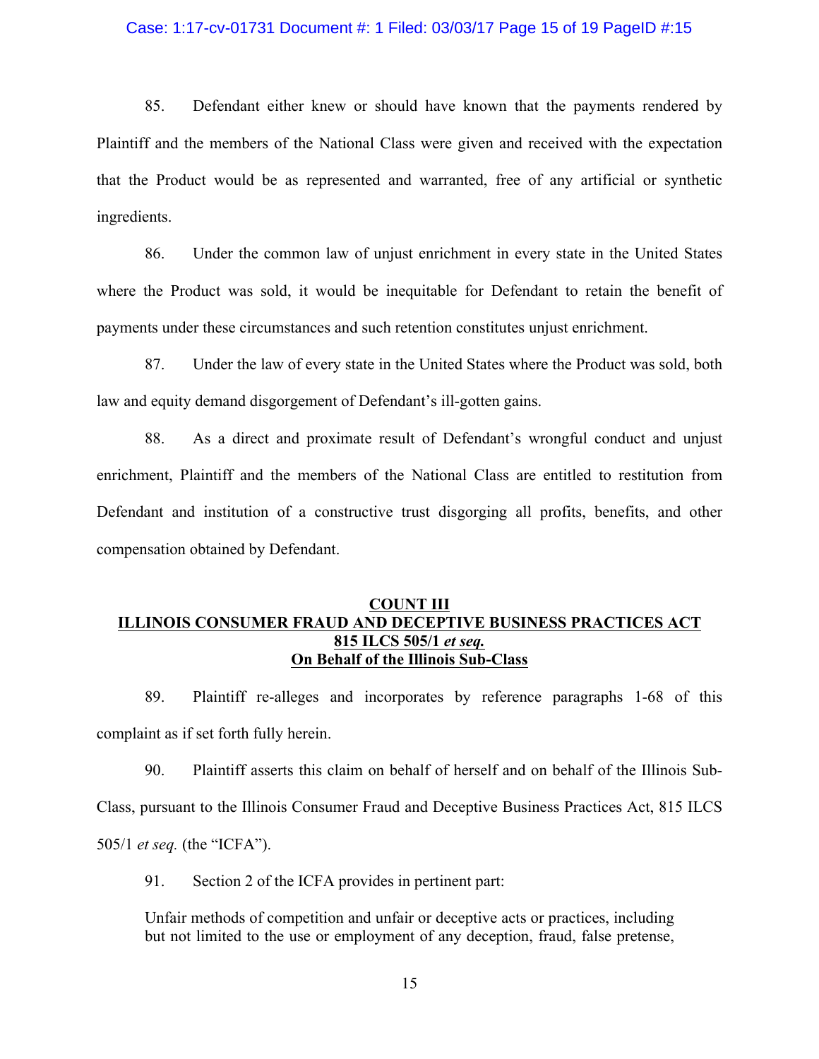85. Defendant either knew or should have known that the payments rendered by Plaintiff and the members of the National Class were given and received with the expectation that the Product would be as represented and warranted, free of any artificial or synthetic ingredients.

86. Under the common law of unjust enrichment in every state in the United States where the Product was sold, it would be inequitable for Defendant to retain the benefit of payments under these circumstances and such retention constitutes unjust enrichment.

87. Under the law of every state in the United States where the Product was sold, both law and equity demand disgorgement of Defendant's ill-gotten gains.

88. As a direct and proximate result of Defendant's wrongful conduct and unjust enrichment, Plaintiff and the members of the National Class are entitled to restitution from Defendant and institution of a constructive trust disgorging all profits, benefits, and other compensation obtained by Defendant.

## COUNT III
## ILLINOIS CONSUMER FRAUD AND DECEPTIVE BUSINESS PRACTICES ACT
## 815 ILCS 505/1 *et seq.*
## On Behalf of the Illinois Sub-Class

89. Plaintiff re-alleges and incorporates by reference paragraphs 1-68 of this complaint as if set forth fully herein.

90. Plaintiff asserts this claim on behalf of herself and on behalf of the Illinois Sub-Class, pursuant to the Illinois Consumer Fraud and Deceptive Business Practices Act, 815 ILCS 505/1 *et seq.* (the "ICFA").

91. Section 2 of the ICFA provides in pertinent part:

> Unfair methods of competition and unfair or deceptive acts or practices, including but not limited to the use or employment of any deception, fraud, false pretense,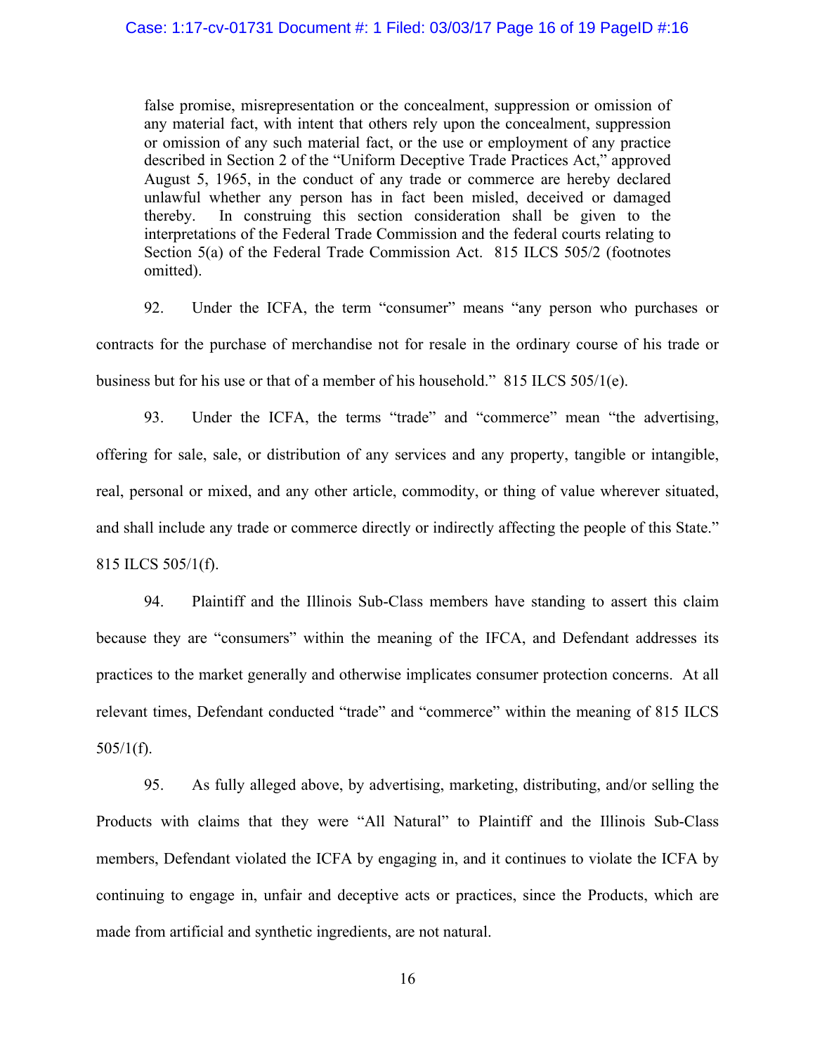> false promise, misrepresentation or the concealment, suppression or omission of any material fact, with intent that others rely upon the concealment, suppression or omission of any such material fact, or the use or employment of any practice described in Section 2 of the "Uniform Deceptive Trade Practices Act," approved August 5, 1965, in the conduct of any trade or commerce are hereby declared unlawful whether any person has in fact been misled, deceived or damaged thereby. In construing this section consideration shall be given to the interpretations of the Federal Trade Commission and the federal courts relating to Section 5(a) of the Federal Trade Commission Act. 815 ILCS 505/2 (footnotes omitted).

92. Under the ICFA, the term "consumer" means "any person who purchases or contracts for the purchase of merchandise not for resale in the ordinary course of his trade or business but for his use or that of a member of his household." 815 ILCS 505/1(e).

93. Under the ICFA, the terms "trade" and "commerce" mean "the advertising, offering for sale, sale, or distribution of any services and any property, tangible or intangible, real, personal or mixed, and any other article, commodity, or thing of value wherever situated, and shall include any trade or commerce directly or indirectly affecting the people of this State." 815 ILCS 505/1(f).

94. Plaintiff and the Illinois Sub-Class members have standing to assert this claim because they are "consumers" within the meaning of the IFCA, and Defendant addresses its practices to the market generally and otherwise implicates consumer protection concerns. At all relevant times, Defendant conducted "trade" and "commerce" within the meaning of 815 ILCS 505/1(f).

95. As fully alleged above, by advertising, marketing, distributing, and/or selling the Products with claims that they were "All Natural" to Plaintiff and the Illinois Sub-Class members, Defendant violated the ICFA by engaging in, and it continues to violate the ICFA by continuing to engage in, unfair and deceptive acts or practices, since the Products, which are made from artificial and synthetic ingredients, are not natural.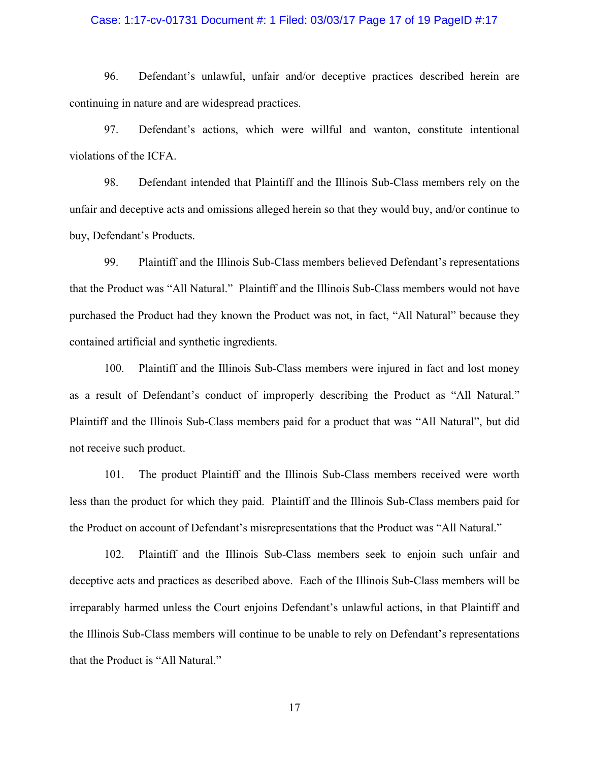96. Defendant's unlawful, unfair and/or deceptive practices described herein are continuing in nature and are widespread practices.

97. Defendant's actions, which were willful and wanton, constitute intentional violations of the ICFA.

98. Defendant intended that Plaintiff and the Illinois Sub-Class members rely on the unfair and deceptive acts and omissions alleged herein so that they would buy, and/or continue to buy, Defendant's Products.

99. Plaintiff and the Illinois Sub-Class members believed Defendant's representations that the Product was "All Natural." Plaintiff and the Illinois Sub-Class members would not have purchased the Product had they known the Product was not, in fact, "All Natural" because they contained artificial and synthetic ingredients.

100. Plaintiff and the Illinois Sub-Class members were injured in fact and lost money as a result of Defendant's conduct of improperly describing the Product as "All Natural." Plaintiff and the Illinois Sub-Class members paid for a product that was "All Natural", but did not receive such product.

101. The product Plaintiff and the Illinois Sub-Class members received were worth less than the product for which they paid. Plaintiff and the Illinois Sub-Class members paid for the Product on account of Defendant's misrepresentations that the Product was "All Natural."

102. Plaintiff and the Illinois Sub-Class members seek to enjoin such unfair and deceptive acts and practices as described above. Each of the Illinois Sub-Class members will be irreparably harmed unless the Court enjoins Defendant's unlawful actions, in that Plaintiff and the Illinois Sub-Class members will continue to be unable to rely on Defendant's representations that the Product is "All Natural."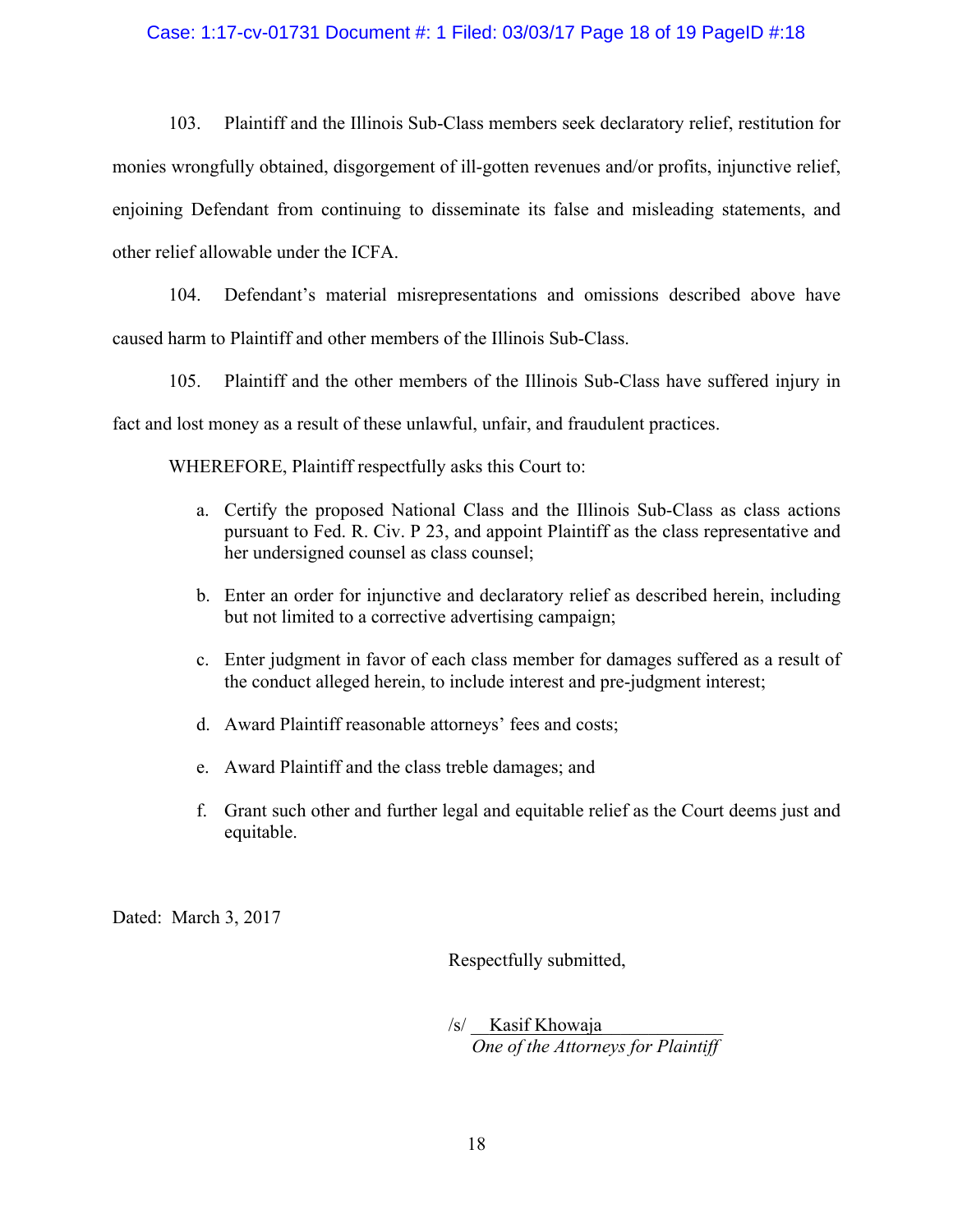103. Plaintiff and the Illinois Sub-Class members seek declaratory relief, restitution for monies wrongfully obtained, disgorgement of ill-gotten revenues and/or profits, injunctive relief, enjoining Defendant from continuing to disseminate its false and misleading statements, and other relief allowable under the ICFA.

104. Defendant's material misrepresentations and omissions described above have caused harm to Plaintiff and other members of the Illinois Sub-Class.

105. Plaintiff and the other members of the Illinois Sub-Class have suffered injury in fact and lost money as a result of these unlawful, unfair, and fraudulent practices.

WHEREFORE, Plaintiff respectfully asks this Court to:

a. Certify the proposed National Class and the Illinois Sub-Class as class actions pursuant to Fed. R. Civ. P 23, and appoint Plaintiff as the class representative and her undersigned counsel as class counsel;

b. Enter an order for injunctive and declaratory relief as described herein, including but not limited to a corrective advertising campaign;

c. Enter judgment in favor of each class member for damages suffered as a result of the conduct alleged herein, to include interest and pre-judgment interest;

d. Award Plaintiff reasonable attorneys' fees and costs;

e. Award Plaintiff and the class treble damages; and

f. Grant such other and further legal and equitable relief as the Court deems just and equitable.

Dated: March 3, 2017

Respectfully submitted,

/s/ Kasif Khowaja
*One of the Attorneys for Plaintiff*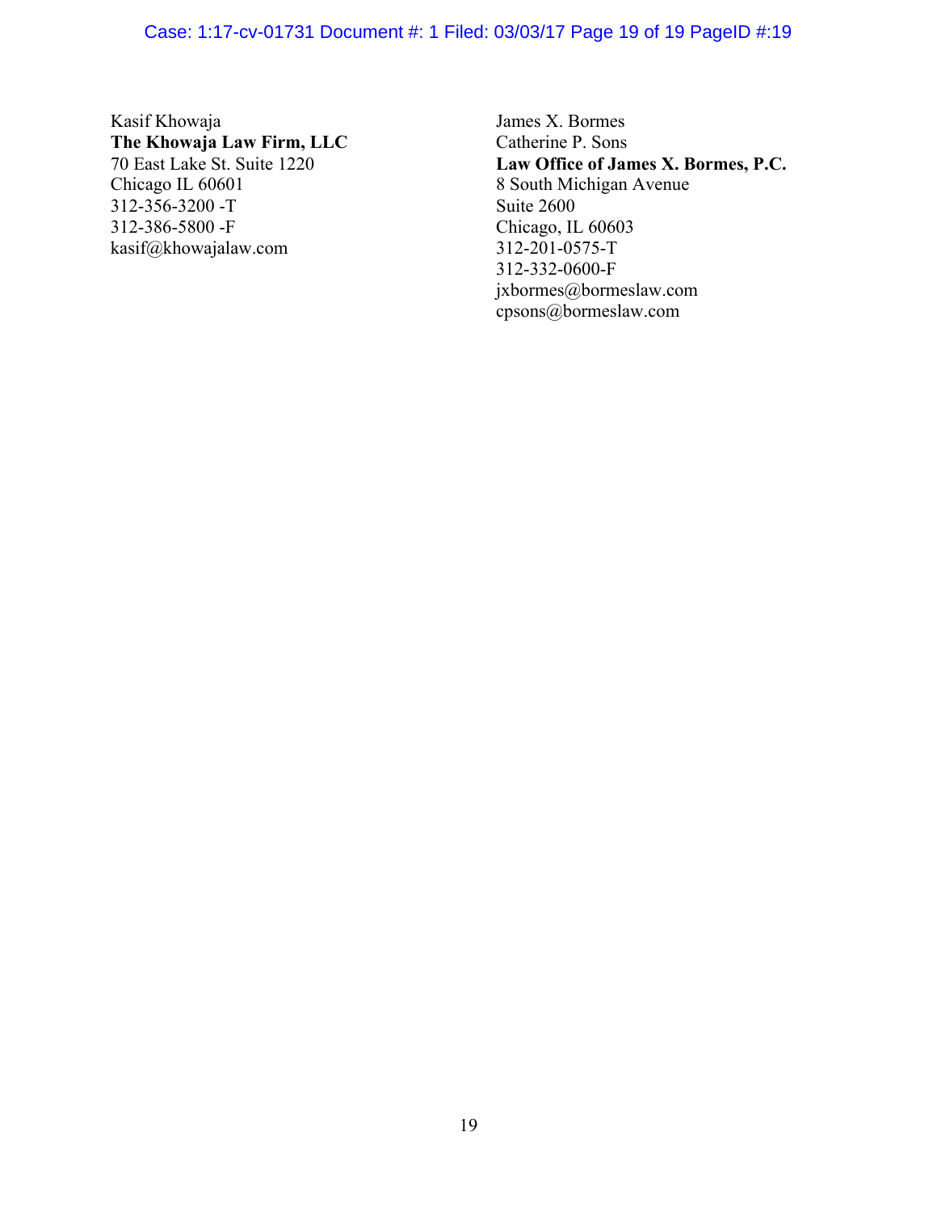Kasif Khowaja
**The Khowaja Law Firm, LLC**
70 East Lake St. Suite 1220
Chicago IL 60601
312-356-3200 -T
312-386-5800 -F
kasif@khowajalaw.com

James X. Bormes
Catherine P. Sons
**Law Office of James X. Bormes, P.C.**
8 South Michigan Avenue
Suite 2600
Chicago, IL 60603
312-201-0575-T
312-332-0600-F
jxbormes@bormeslaw.com
cpsons@bormeslaw.com